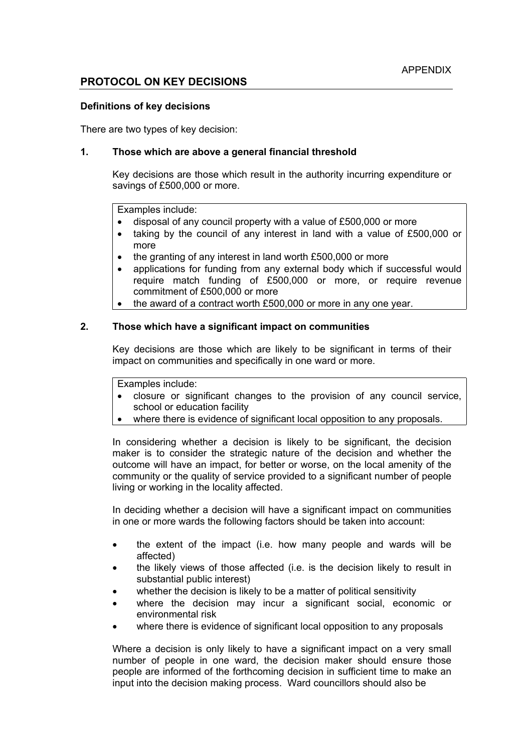APPENDIX

## PROTOCOL ON KEY DECISIONS

### Definitions of key decisions

There are two types of key decision:

### 1. Those which are above a general financial threshold

Key decisions are those which result in the authority incurring expenditure or savings of £500,000 or more.

Examples include:

- disposal of any council property with a value of £500,000 or more
- taking by the council of any interest in land with a value of £500,000 or more
- the granting of any interest in land worth £500,000 or more
- applications for funding from any external body which if successful would require match funding of £500,000 or more, or require revenue commitment of £500,000 or more
- the award of a contract worth £500,000 or more in any one year.

### 2. Those which have a significant impact on communities

Key decisions are those which are likely to be significant in terms of their impact on communities and specifically in one ward or more.

Examples include:

- closure or significant changes to the provision of any council service, school or education facility
- where there is evidence of significant local opposition to any proposals.

In considering whether a decision is likely to be significant, the decision maker is to consider the strategic nature of the decision and whether the outcome will have an impact, for better or worse, on the local amenity of the community or the quality of service provided to a significant number of people living or working in the locality affected.

In deciding whether a decision will have a significant impact on communities in one or more wards the following factors should be taken into account:

- the extent of the impact (i.e. how many people and wards will be affected)
- the likely views of those affected (i.e. is the decision likely to result in substantial public interest)
- whether the decision is likely to be a matter of political sensitivity
- where the decision may incur a significant social, economic or environmental risk
- where there is evidence of significant local opposition to any proposals

Where a decision is only likely to have a significant impact on a very small number of people in one ward, the decision maker should ensure those people are informed of the forthcoming decision in sufficient time to make an input into the decision making process. Ward councillors should also be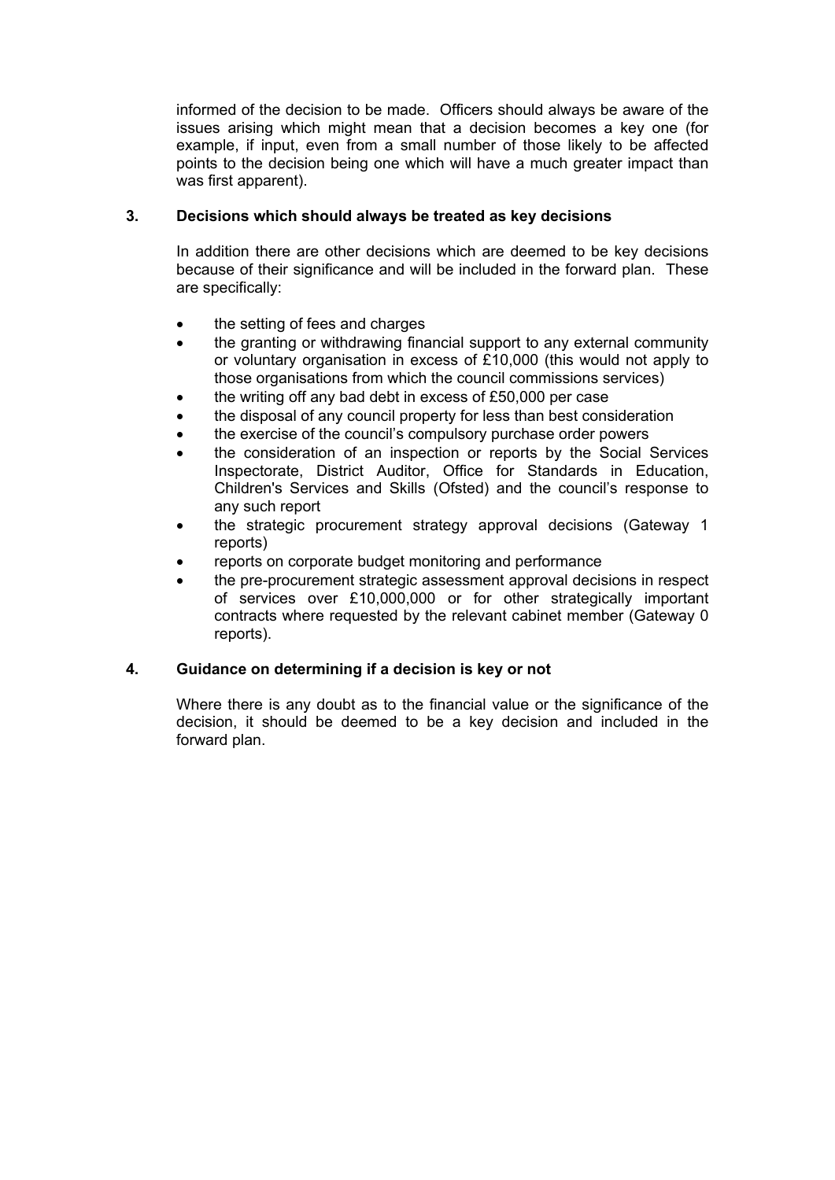informed of the decision to be made. Officers should always be aware of the issues arising which might mean that a decision becomes a key one (for example, if input, even from a small number of those likely to be affected points to the decision being one which will have a much greater impact than was first apparent).

## 3. Decisions which should always be treated as key decisions

In addition there are other decisions which are deemed to be key decisions because of their significance and will be included in the forward plan. These are specifically:

- the setting of fees and charges
- the granting or withdrawing financial support to any external community or voluntary organisation in excess of £10,000 (this would not apply to those organisations from which the council commissions services)
- the writing off any bad debt in excess of £50,000 per case
- the disposal of any council property for less than best consideration
- the exercise of the council's compulsory purchase order powers
- the consideration of an inspection or reports by the Social Services Inspectorate, District Auditor, Office for Standards in Education, Children's Services and Skills (Ofsted) and the council's response to any such report
- the strategic procurement strategy approval decisions (Gateway 1 reports)
- reports on corporate budget monitoring and performance
- the pre-procurement strategic assessment approval decisions in respect of services over £10,000,000 or for other strategically important contracts where requested by the relevant cabinet member (Gateway 0 reports).

## 4. Guidance on determining if a decision is key or not

Where there is any doubt as to the financial value or the significance of the decision, it should be deemed to be a key decision and included in the forward plan.